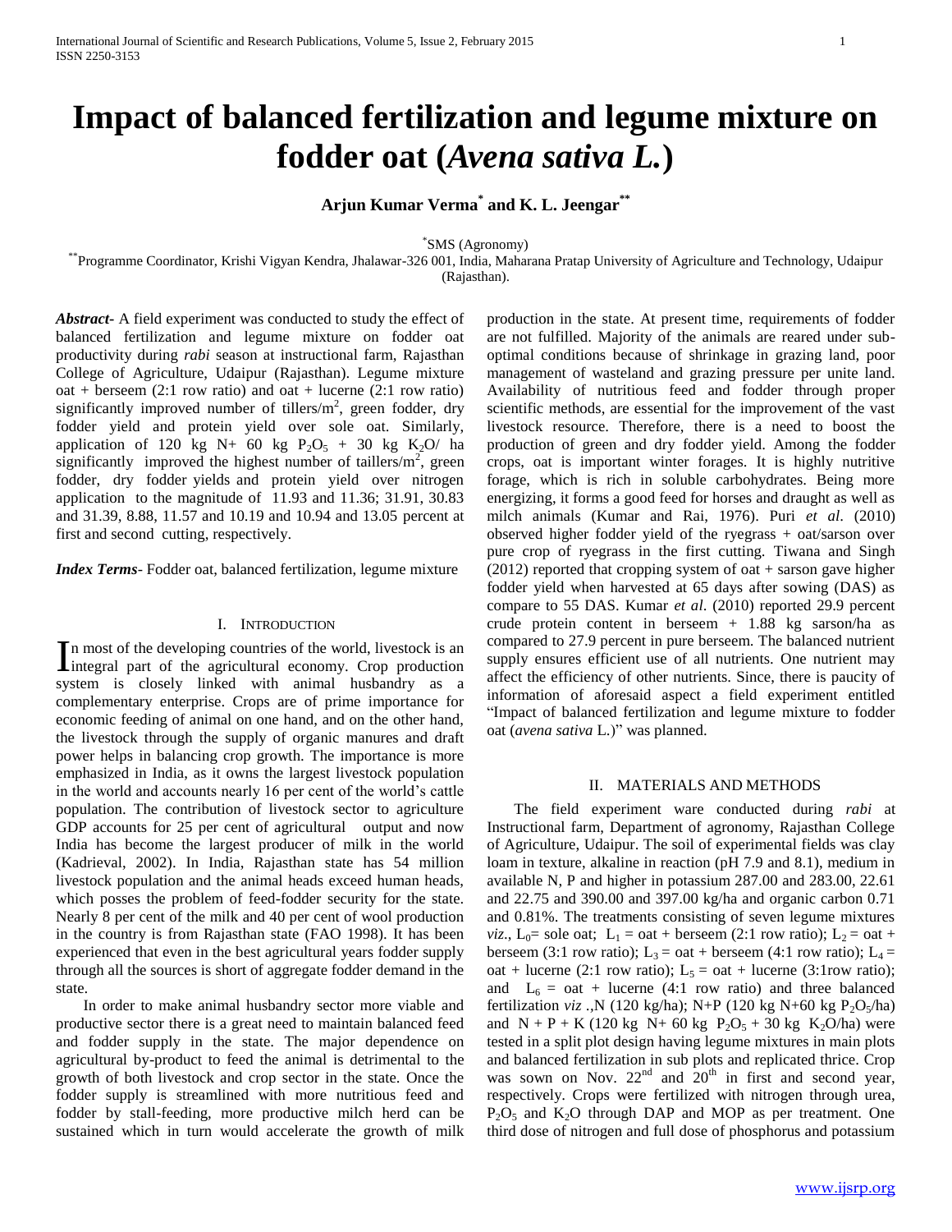# Impact of balanced fertilization and legume mixture on fodder oat (*Avena sativa L.*)

**Arjun Kumar Verma[*] and K. L. Jeengar[**]**

[*]SMS (Agronomy)

[**]Programme Coordinator, Krishi Vigyan Kendra, Jhalawar-326 001, India, Maharana Pratap University of Agriculture and Technology, Udaipur (Rajasthan).

***Abstract***- A field experiment was conducted to study the effect of balanced fertilization and legume mixture on fodder oat productivity during *rabi* season at instructional farm, Rajasthan College of Agriculture, Udaipur (Rajasthan). Legume mixture oat + berseem (2:1 row ratio) and oat + lucerne (2:1 row ratio) significantly improved number of tillers/$m^2$, green fodder, dry fodder yield and protein yield over sole oat. Similarly, application of 120 kg N+ 60 kg $P_2O_5$ + 30 kg $K_2O$/ ha significantly improved the highest number of taillers/$m^2$, green fodder, dry fodder yields and protein yield over nitrogen application to the magnitude of 11.93 and 11.36; 31.91, 30.83 and 31.39, 8.88, 11.57 and 10.19 and 10.94 and 13.05 percent at first and second cutting, respectively.

***Index Terms***- Fodder oat, balanced fertilization, legume mixture

## I. Introduction

In most of the developing countries of the world, livestock is an integral part of the agricultural economy. Crop production system is closely linked with animal husbandry as a complementary enterprise. Crops are of prime importance for economic feeding of animal on one hand, and on the other hand, the livestock through the supply of organic manures and draft power helps in balancing crop growth. The importance is more emphasized in India, as it owns the largest livestock population in the world and accounts nearly 16 per cent of the world's cattle population. The contribution of livestock sector to agriculture GDP accounts for 25 per cent of agricultural output and now India has become the largest producer of milk in the world (Kadrieval, 2002). In India, Rajasthan state has 54 million livestock population and the animal heads exceed human heads, which posses the problem of feed-fodder security for the state. Nearly 8 per cent of the milk and 40 per cent of wool production in the country is from Rajasthan state (FAO 1998). It has been experienced that even in the best agricultural years fodder supply through all the sources is short of aggregate fodder demand in the state.

In order to make animal husbandry sector more viable and productive sector there is a great need to maintain balanced feed and fodder supply in the state. The major dependence on agricultural by-product to feed the animal is detrimental to the growth of both livestock and crop sector in the state. Once the fodder supply is streamlined with more nutritious feed and fodder by stall-feeding, more productive milch herd can be sustained which in turn would accelerate the growth of milk production in the state. At present time, requirements of fodder are not fulfilled. Majority of the animals are reared under sub-optimal conditions because of shrinkage in grazing land, poor management of wasteland and grazing pressure per unite land. Availability of nutritious feed and fodder through proper scientific methods, are essential for the improvement of the vast livestock resource. Therefore, there is a need to boost the production of green and dry fodder yield. Among the fodder crops, oat is important winter forages. It is highly nutritive forage, which is rich in soluble carbohydrates. Being more energizing, it forms a good feed for horses and draught as well as milch animals (Kumar and Rai, 1976). Puri *et al*. (2010) observed higher fodder yield of the ryegrass + oat/sarson over pure crop of ryegrass in the first cutting. Tiwana and Singh (2012) reported that cropping system of oat + sarson gave higher fodder yield when harvested at 65 days after sowing (DAS) as compare to 55 DAS. Kumar *et al*. (2010) reported 29.9 percent crude protein content in berseem + 1.88 kg sarson/ha as compared to 27.9 percent in pure berseem. The balanced nutrient supply ensures efficient use of all nutrients. One nutrient may affect the efficiency of other nutrients. Since, there is paucity of information of aforesaid aspect a field experiment entitled "Impact of balanced fertilization and legume mixture to fodder oat (*avena sativa* L.)" was planned.

## II. Materials and Methods

The field experiment ware conducted during *rabi* at Instructional farm, Department of agronomy, Rajasthan College of Agriculture, Udaipur. The soil of experimental fields was clay loam in texture, alkaline in reaction (pH 7.9 and 8.1), medium in available N, P and higher in potassium 287.00 and 283.00, 22.61 and 22.75 and 390.00 and 397.00 kg/ha and organic carbon 0.71 and 0.81%. The treatments consisting of seven legume mixtures *viz*., $L_0$= sole oat; $L_1$ = oat + berseem (2:1 row ratio); $L_2$ = oat + berseem (3:1 row ratio); $L_3$ = oat + berseem (4:1 row ratio); $L_4$ = oat + lucerne (2:1 row ratio); $L_5$ = oat + lucerne (3:1row ratio); and $L_6$ = oat + lucerne (4:1 row ratio) and three balanced fertilization *viz* .,N (120 kg/ha); N+P (120 kg N+60 kg $P_2O_5$/ha) and N + P + K (120 kg N+ 60 kg $P_2O_5$ + 30 kg $K_2O$/ha) were tested in a split plot design having legume mixtures in main plots and balanced fertilization in sub plots and replicated thrice. Crop was sown on Nov. $22^{nd}$ and $20^{th}$ in first and second year, respectively. Crops were fertilized with nitrogen through urea, $P_2O_5$ and $K_2O$ through DAP and MOP as per treatment. One third dose of nitrogen and full dose of phosphorus and potassium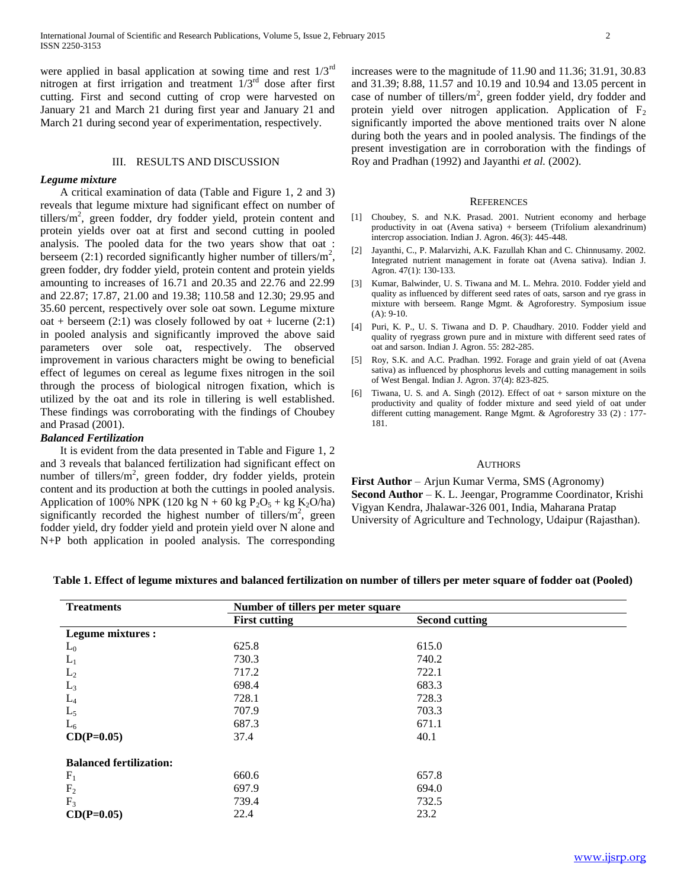were applied in basal application at sowing time and rest $1/3^{rd}$ nitrogen at first irrigation and treatment $1/3^{rd}$ dose after first cutting. First and second cutting of crop were harvested on January 21 and March 21 during first year and January 21 and March 21 during second year of experimentation, respectively.

## III. RESULTS AND DISCUSSION

### *Legume mixture*

A critical examination of data (Table and Figure 1, 2 and 3) reveals that legume mixture had significant effect on number of tillers/$m^2$, green fodder, dry fodder yield, protein content and protein yields over oat at first and second cutting in pooled analysis. The pooled data for the two years show that oat : berseem (2:1) recorded significantly higher number of tillers/$m^2$, green fodder, dry fodder yield, protein content and protein yields amounting to increases of 16.71 and 20.35 and 22.76 and 22.99 and 22.87; 17.87, 21.00 and 19.38; 110.58 and 12.30; 29.95 and 35.60 percent, respectively over sole oat sown. Legume mixture oat + berseem (2:1) was closely followed by oat + lucerne (2:1) in pooled analysis and significantly improved the above said parameters over sole oat, respectively. The observed improvement in various characters might be owing to beneficial effect of legumes on cereal as legume fixes nitrogen in the soil through the process of biological nitrogen fixation, which is utilized by the oat and its role in tillering is well established. These findings was corroborating with the findings of Choubey and Prasad (2001).

### *Balanced Fertilization*

It is evident from the data presented in Table and Figure 1, 2 and 3 reveals that balanced fertilization had significant effect on number of tillers/$m^2$, green fodder, dry fodder yields, protein content and its production at both the cuttings in pooled analysis. Application of 100% NPK (120 kg N + 60 kg $P_2O_5$ + kg $K_2O$/ha) significantly recorded the highest number of tillers/$m^2$, green fodder yield, dry fodder yield and protein yield over N alone and N+P both application in pooled analysis. The corresponding increases were to the magnitude of 11.90 and 11.36; 31.91, 30.83 and 31.39; 8.88, 11.57 and 10.19 and 10.94 and 13.05 percent in case of number of tillers/$m^2$, green fodder yield, dry fodder and protein yield over nitrogen application. Application of $F_2$ significantly imported the above mentioned traits over N alone during both the years and in pooled analysis. The findings of the present investigation are in corroboration with the findings of Roy and Pradhan (1992) and Jayanthi *et al.* (2002).

## REFERENCES

[1] Choubey, S. and N.K. Prasad. 2001. Nutrient economy and herbage productivity in oat (Avena sativa) + berseem (Trifolium alexandrinum) intercrop association. Indian J. Agron. 46(3): 445-448.

[2] Jayanthi, C., P. Malarvizhi, A.K. Fazullah Khan and C. Chinnusamy. 2002. Integrated nutrient management in forate oat (Avena sativa). Indian J. Agron. 47(1): 130-133.

[3] Kumar, Balwinder, U. S. Tiwana and M. L. Mehra. 2010. Fodder yield and quality as influenced by different seed rates of oats, sarson and rye grass in mixture with berseem. Range Mgmt. & Agroforestry. Symposium issue (A): 9-10.

[4] Puri, K. P., U. S. Tiwana and D. P. Chaudhary. 2010. Fodder yield and quality of ryegrass grown pure and in mixture with different seed rates of oat and sarson. Indian J. Agron. 55: 282-285.

[5] Roy, S.K. and A.C. Pradhan. 1992. Forage and grain yield of oat (Avena sativa) as influenced by phosphorus levels and cutting management in soils of West Bengal. Indian J. Agron. 37(4): 823-825.

[6] Tiwana, U. S. and A. Singh (2012). Effect of oat + sarson mixture on the productivity and quality of fodder mixture and seed yield of oat under different cutting management. Range Mgmt. & Agroforestry 33 (2) : 177-181.

## AUTHORS

**First Author** – Arjun Kumar Verma, SMS (Agronomy)
**Second Author** – K. L. Jeengar, Programme Coordinator, Krishi Vigyan Kendra, Jhalawar-326 001, India, Maharana Pratap University of Agriculture and Technology, Udaipur (Rajasthan).

**Table 1. Effect of legume mixtures and balanced fertilization on number of tillers per meter square of fodder oat (Pooled)**

| Treatments | Number of tillers per meter square | |
|---|---|---|
| | **First cutting** | **Second cutting** |
| **Legume mixtures :** | | |
| $L_0$ | 625.8 | 615.0 |
| $L_1$ | 730.3 | 740.2 |
| $L_2$ | 717.2 | 722.1 |
| $L_3$ | 698.4 | 683.3 |
| $L_4$ | 728.1 | 728.3 |
| $L_5$ | 707.9 | 703.3 |
| $L_6$ | 687.3 | 671.1 |
| **CD(P=0.05)** | 37.4 | 40.1 |
| **Balanced fertilization:** | | |
| $F_1$ | 660.6 | 657.8 |
| $F_2$ | 697.9 | 694.0 |
| $F_3$ | 739.4 | 732.5 |
| **CD(P=0.05)** | 22.4 | 23.2 |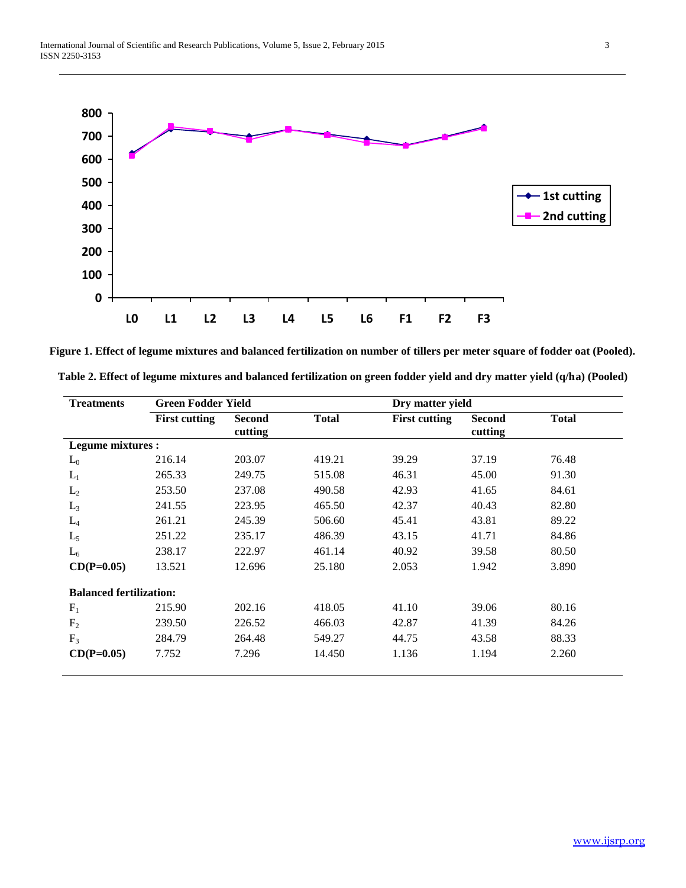**Figure 1. Effect of legume mixtures and balanced fertilization on number of tillers per meter square of fodder oat (Pooled).**

**Table 2. Effect of legume mixtures and balanced fertilization on green fodder yield and dry matter yield (q/ha) (Pooled)**

| Treatments | Green Fodder Yield | | | Dry matter yield | | |
|---|---|---|---|---|---|---|
| | **First cutting** | **Second cutting** | **Total** | **First cutting** | **Second cutting** | **Total** |
| **Legume mixtures :** | | | | | | |
| $L_0$ | 216.14 | 203.07 | 419.21 | 39.29 | 37.19 | 76.48 |
| $L_1$ | 265.33 | 249.75 | 515.08 | 46.31 | 45.00 | 91.30 |
| $L_2$ | 253.50 | 237.08 | 490.58 | 42.93 | 41.65 | 84.61 |
| $L_3$ | 241.55 | 223.95 | 465.50 | 42.37 | 40.43 | 82.80 |
| $L_4$ | 261.21 | 245.39 | 506.60 | 45.41 | 43.81 | 89.22 |
| $L_5$ | 251.22 | 235.17 | 486.39 | 43.15 | 41.71 | 84.86 |
| $L_6$ | 238.17 | 222.97 | 461.14 | 40.92 | 39.58 | 80.50 |
| **CD(P=0.05)** | 13.521 | 12.696 | 25.180 | 2.053 | 1.942 | 3.890 |
| **Balanced fertilization:** | | | | | | |
| $F_1$ | 215.90 | 202.16 | 418.05 | 41.10 | 39.06 | 80.16 |
| $F_2$ | 239.50 | 226.52 | 466.03 | 42.87 | 41.39 | 84.26 |
| $F_3$ | 284.79 | 264.48 | 549.27 | 44.75 | 43.58 | 88.33 |
| **CD(P=0.05)** | 7.752 | 7.296 | 14.450 | 1.136 | 1.194 | 2.260 |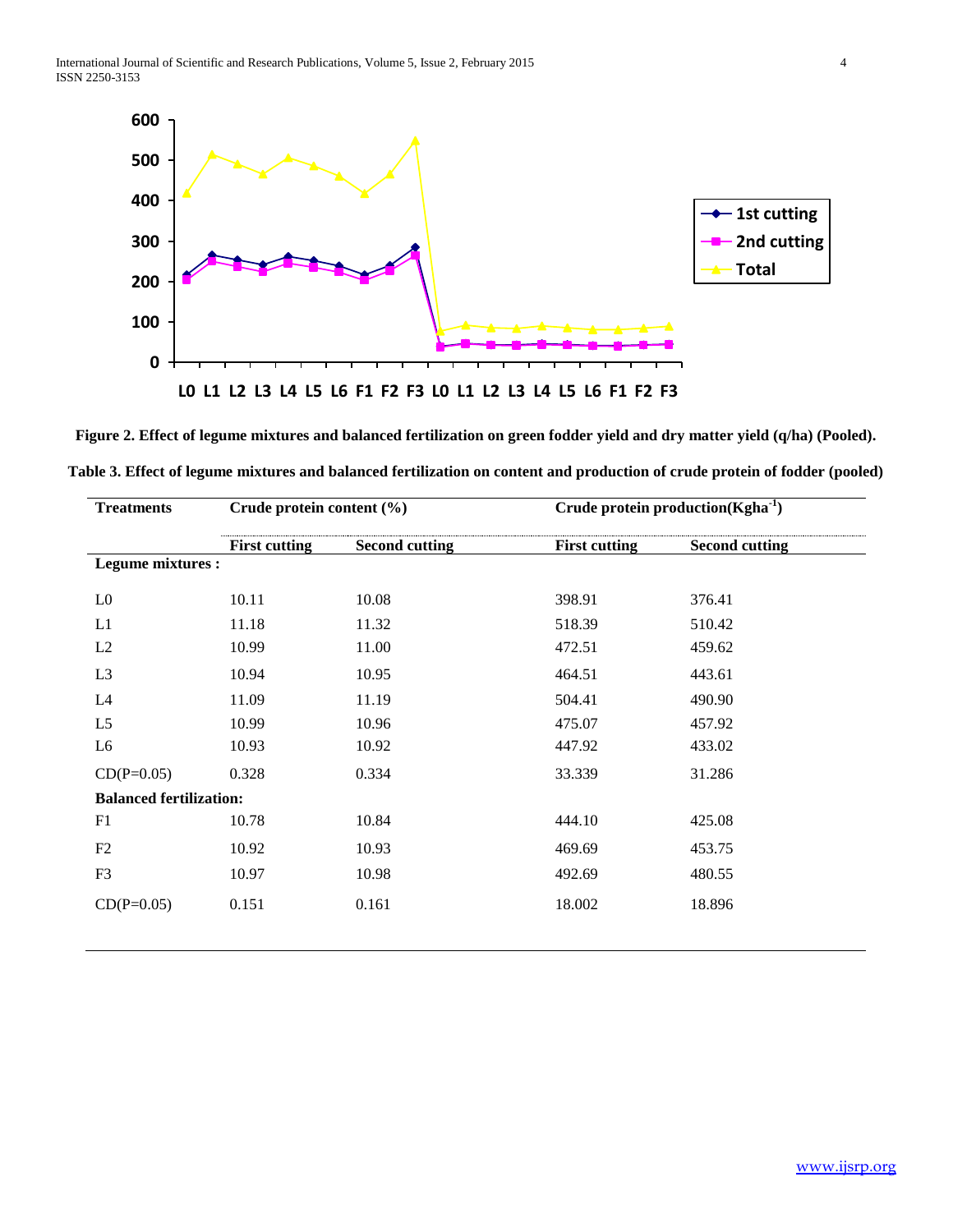**Figure 2. Effect of legume mixtures and balanced fertilization on green fodder yield and dry matter yield (q/ha) (Pooled).**

**Table 3. Effect of legume mixtures and balanced fertilization on content and production of crude protein of fodder (pooled)**

| Treatments | Crude protein content (%) | | Crude protein production(Kgha$^{-1}$) | |
|---|---|---|---|---|
| | First cutting | Second cutting | First cutting | Second cutting |
| **Legume mixtures :** | | | | |
| L0 | 10.11 | 10.08 | 398.91 | 376.41 |
| L1 | 11.18 | 11.32 | 518.39 | 510.42 |
| L2 | 10.99 | 11.00 | 472.51 | 459.62 |
| L3 | 10.94 | 10.95 | 464.51 | 443.61 |
| L4 | 11.09 | 11.19 | 504.41 | 490.90 |
| L5 | 10.99 | 10.96 | 475.07 | 457.92 |
| L6 | 10.93 | 10.92 | 447.92 | 433.02 |
| CD(P=0.05) | 0.328 | 0.334 | 33.339 | 31.286 |
| **Balanced fertilization:** | | | | |
| F1 | 10.78 | 10.84 | 444.10 | 425.08 |
| F2 | 10.92 | 10.93 | 469.69 | 453.75 |
| F3 | 10.97 | 10.98 | 492.69 | 480.55 |
| CD(P=0.05) | 0.151 | 0.161 | 18.002 | 18.896 |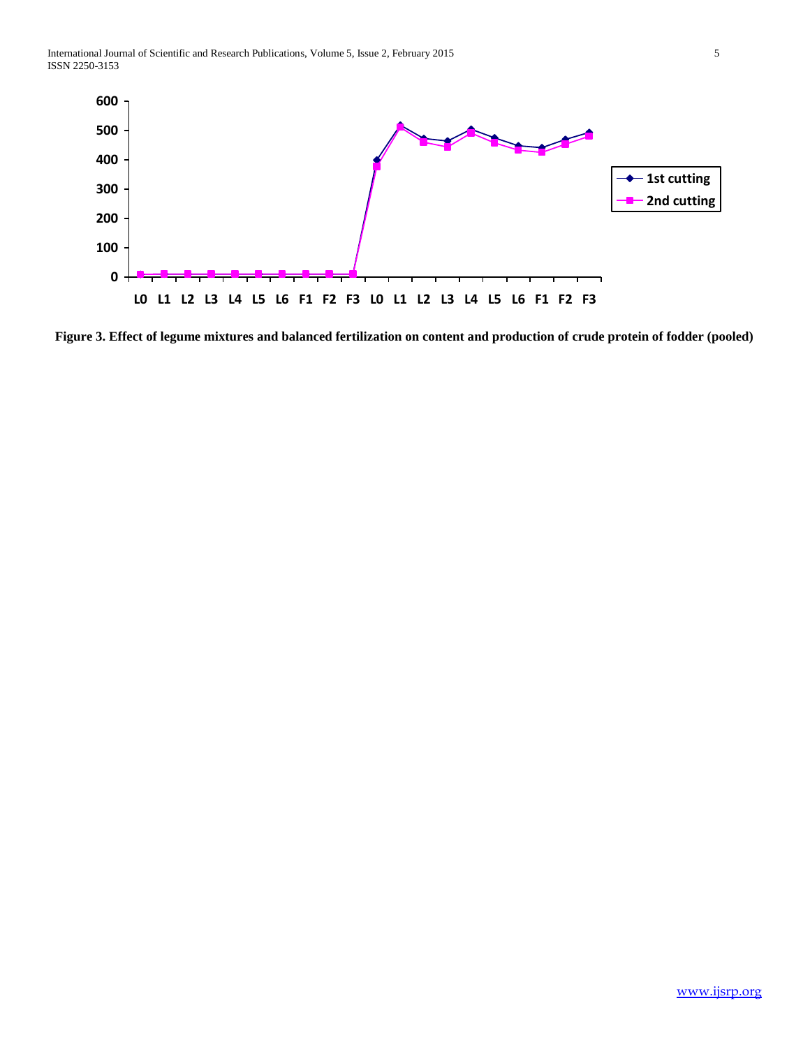600
500
400
300
200
100
0

L0 L1 L2 L3 L4 L5 L6 F1 F2 F3 L0 L1 L2 L3 L4 L5 L6 F1 F2 F3

1st cutting
2nd cutting

**Figure 3. Effect of legume mixtures and balanced fertilization on content and production of crude protein of fodder (pooled)**